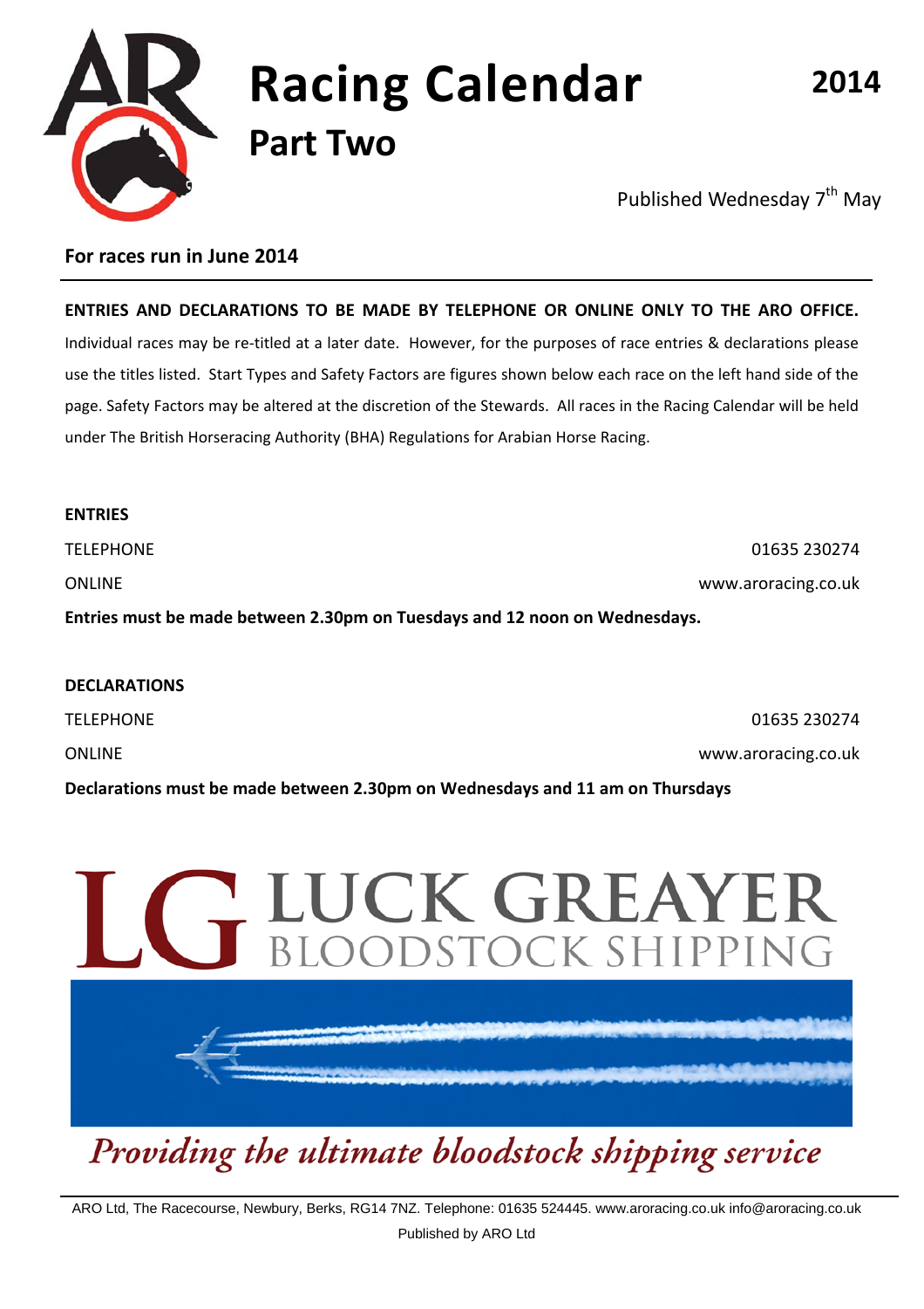# Racing Calendar

## Part Two

**2014**

Published Wednesday 7th May

**For races run in June 2014**

**ENTRIES AND DECLARATIONS TO BE MADE BY TELEPHONE OR ONLINE ONLY TO THE ARO OFFICE.** Individual races may be re-titled at a later date. However, for the purposes of race entries & declarations please use the titles listed. Start Types and Safety Factors are figures shown below each race on the left hand side of the page. Safety Factors may be altered at the discretion of the Stewards. All races in the Racing Calendar will be held under The British Horseracing Authority (BHA) Regulations for Arabian Horse Racing.

**ENTRIES**

TELEPHONE 01635 230274

ONLINE www.aroracing.co.uk

**Entries must be made between 2.30pm on Tuesdays and 12 noon on Wednesdays.**

**DECLARATIONS**

TELEPHONE 01635 230274

ONLINE www.aroracing.co.uk

**Declarations must be made between 2.30pm on Wednesdays and 11 am on Thursdays**

LG LUCK GREAYER BLOODSTOCK SHIPPING

*Providing the ultimate bloodstock shipping service*

ARO Ltd, The Racecourse, Newbury, Berks, RG14 7NZ. Telephone: 01635 524445. www.aroracing.co.uk info@aroracing.co.uk

Published by ARO Ltd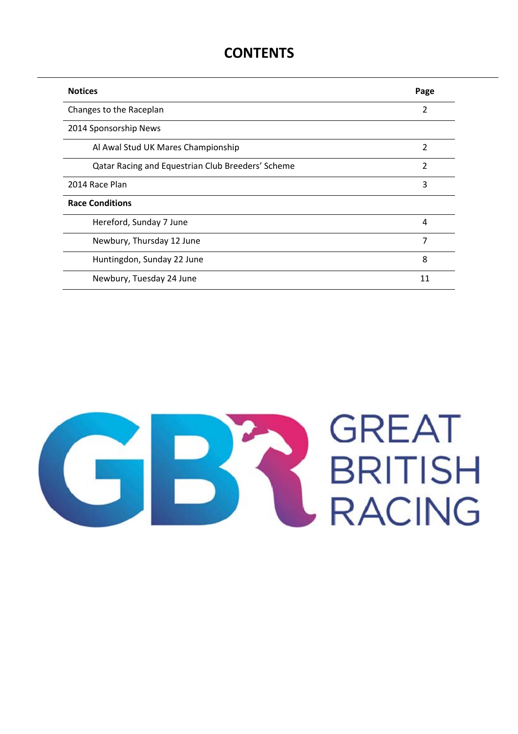# CONTENTS

| Notices | Page |
|---|---|
| Changes to the Raceplan | 2 |
| 2014 Sponsorship News | |
| Al Awal Stud UK Mares Championship | 2 |
| Qatar Racing and Equestrian Club Breeders' Scheme | 2 |
| 2014 Race Plan | 3 |
| **Race Conditions** | |
| Hereford, Sunday 7 June | 4 |
| Newbury, Thursday 12 June | 7 |
| Huntingdon, Sunday 22 June | 8 |
| Newbury, Tuesday 24 June | 11 |

GREAT BRITISH RACING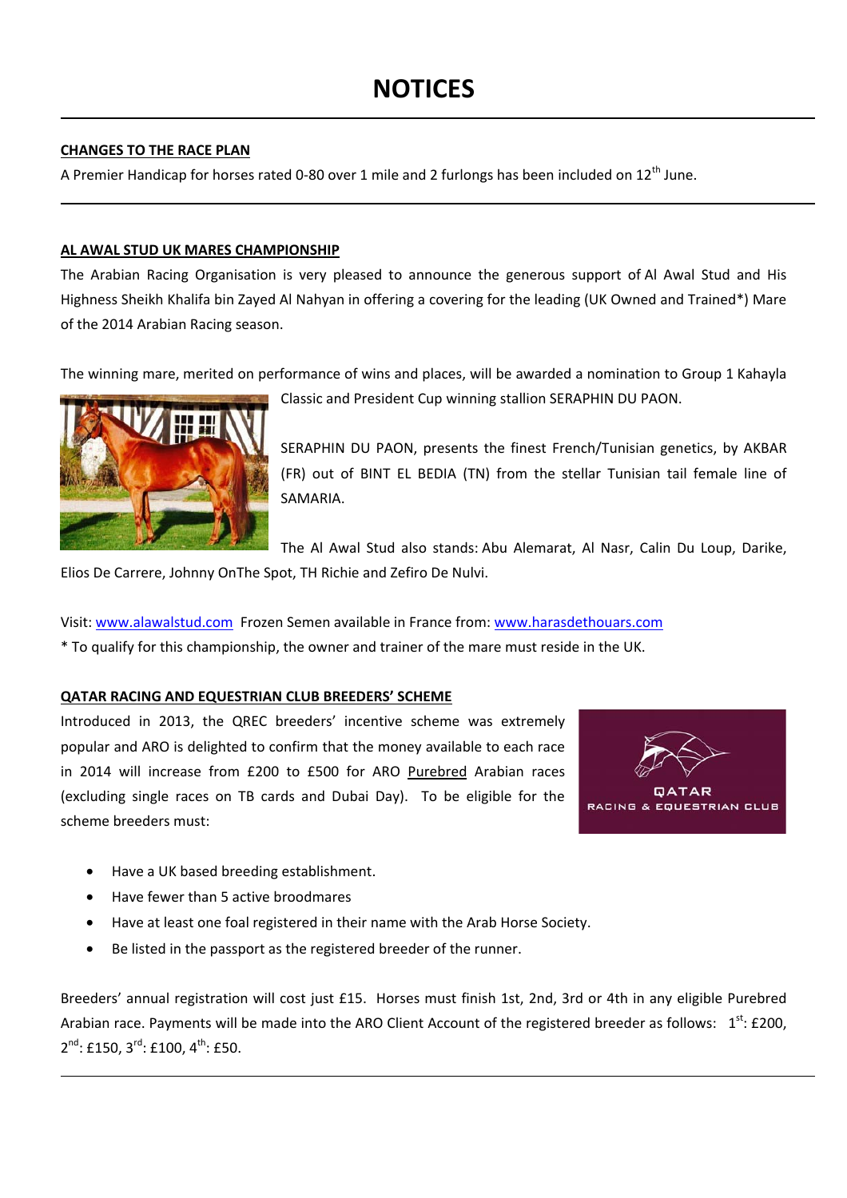# NOTICES

---

**CHANGES TO THE RACE PLAN**

A Premier Handicap for horses rated 0-80 over 1 mile and 2 furlongs has been included on 12th June.

---

**AL AWAL STUD UK MARES CHAMPIONSHIP**

The Arabian Racing Organisation is very pleased to announce the generous support of Al Awal Stud and His Highness Sheikh Khalifa bin Zayed Al Nahyan in offering a covering for the leading (UK Owned and Trained*) Mare of the 2014 Arabian Racing season.

The winning mare, merited on performance of wins and places, will be awarded a nomination to Group 1 Kahayla Classic and President Cup winning stallion SERAPHIN DU PAON.

SERAPHIN DU PAON, presents the finest French/Tunisian genetics, by AKBAR (FR) out of BINT EL BEDIA (TN) from the stellar Tunisian tail female line of SAMARIA.

The Al Awal Stud also stands: Abu Alemarat, Al Nasr, Calin Du Loup, Darike, Elios De Carrere, Johnny OnThe Spot, TH Richie and Zefiro De Nulvi.

Visit: www.alawalstud.com Frozen Semen available in France from: www.harasdethouars.com
* To qualify for this championship, the owner and trainer of the mare must reside in the UK.

**QATAR RACING AND EQUESTRIAN CLUB BREEDERS' SCHEME**

Introduced in 2013, the QREC breeders' incentive scheme was extremely popular and ARO is delighted to confirm that the money available to each race in 2014 will increase from £200 to £500 for ARO Purebred Arabian races (excluding single races on TB cards and Dubai Day). To be eligible for the scheme breeders must:

- Have a UK based breeding establishment.
- Have fewer than 5 active broodmares
- Have at least one foal registered in their name with the Arab Horse Society.
- Be listed in the passport as the registered breeder of the runner.

Breeders' annual registration will cost just £15. Horses must finish 1st, 2nd, 3rd or 4th in any eligible Purebred Arabian race. Payments will be made into the ARO Client Account of the registered breeder as follows: 1st: £200, 2nd: £150, 3rd: £100, 4th: £50.

---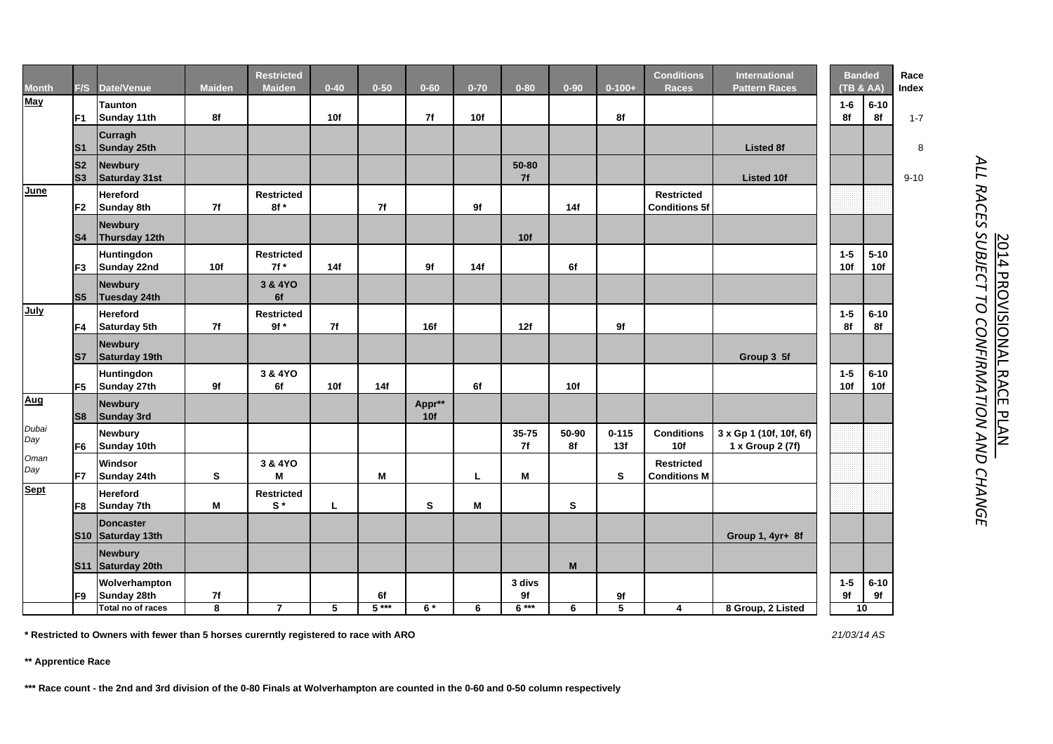# 2014 PROVISIONAL RACE PLAN

*ALL RACES SUBJECT TO CONFIRMATION AND CHANGE*

| Month | F/S | Date/Venue | Maiden | Restricted Maiden | 0-40 | 0-50 | 0-60 | 0-70 | 0-80 | 0-90 | 0-100+ | Conditions Races | International Pattern Races | Banded (TB & AA) | | Race Index |
|---|---|---|---|---|---|---|---|---|---|---|---|---|---|---|---|---|
| **May** | F1 | **Taunton** Sunday 11th | 8f | | 10f | | 7f | 10f | | | 8f | | | 1-6 8f | 6-10 8f | 1-7 |
| | S1 | **Curragh** Sunday 25th | | | | | | | | | | | Listed 8f | | | 8 |
| | S2 S3 | **Newbury** Saturday 31st | | | | | | | 50-80 7f | | | | Listed 10f | | | 9-10 |
| **June** | F2 | **Hereford** Sunday 8th | 7f | Restricted 8f * | | 7f | | 9f | | 14f | | Restricted Conditions 5f | | | | |
| | S4 | **Newbury** Thursday 12th | | | | | | | 10f | | | | | | | |
| | F3 | **Huntingdon** Sunday 22nd | 10f | Restricted 7f * | 14f | | 9f | 14f | | 6f | | | | 1-5 10f | 5-10 10f | |
| | S5 | **Newbury** Tuesday 24th | | 3 & 4YO 6f | | | | | | | | | | | | |
| **July** | F4 | **Hereford** Saturday 5th | 7f | Restricted 9f * | 7f | | 16f | | 12f | | 9f | | | 1-5 8f | 6-10 8f | |
| | S7 | **Newbury** Saturday 19th | | | | | | | | | | | Group 3 5f | | | |
| | F5 | **Huntingdon** Sunday 27th | 9f | 3 & 4YO 6f | 10f | 14f | | 6f | | 10f | | | | 1-5 10f | 6-10 10f | |
| **Aug** | S8 | **Newbury** Sunday 3rd | | | | | Appr** 10f | | | | | | | | | |
| *Dubai Day* | F6 | **Newbury** Sunday 10th | | | | | | | 35-75 7f | 50-90 8f | 0-115 13f | Conditions 10f | 3 x Gp 1 (10f, 10f, 6f) 1 x Group 2 (7f) | | | |
| *Oman Day* | F7 | **Windsor** Sunday 24th | S | 3 & 4YO M | | M | | L | M | | S | Restricted Conditions M | | | | |
| **Sept** | F8 | **Hereford** Sunday 7th | M | Restricted S * | L | | S | M | | S | | | | | | |
| | S10 | **Doncaster** Saturday 13th | | | | | | | | | | | Group 1, 4yr+ 8f | | | |
| | S11 | **Newbury** Saturday 20th | | | | | | | | M | | | | | | |
| | F9 | **Wolverhampton** Sunday 28th | 7f | | | 6f | | | 3 divs 9f | | 9f | | | 1-5 9f | 6-10 9f | |
| | | **Total no of races** | 8 | 7 | 5 | 5 *** | 6 * | 6 | 6 *** | 6 | 5 | 4 | 8 Group, 2 Listed | 10 | | |

**\* Restricted to Owners with fewer than 5 horses curerntly registered to race with ARO**

*21/03/14 AS*

**\*\* Apprentice Race**

**\*\*\* Race count - the 2nd and 3rd division of the 0-80 Finals at Wolverhampton are counted in the 0-60 and 0-50 column respectively**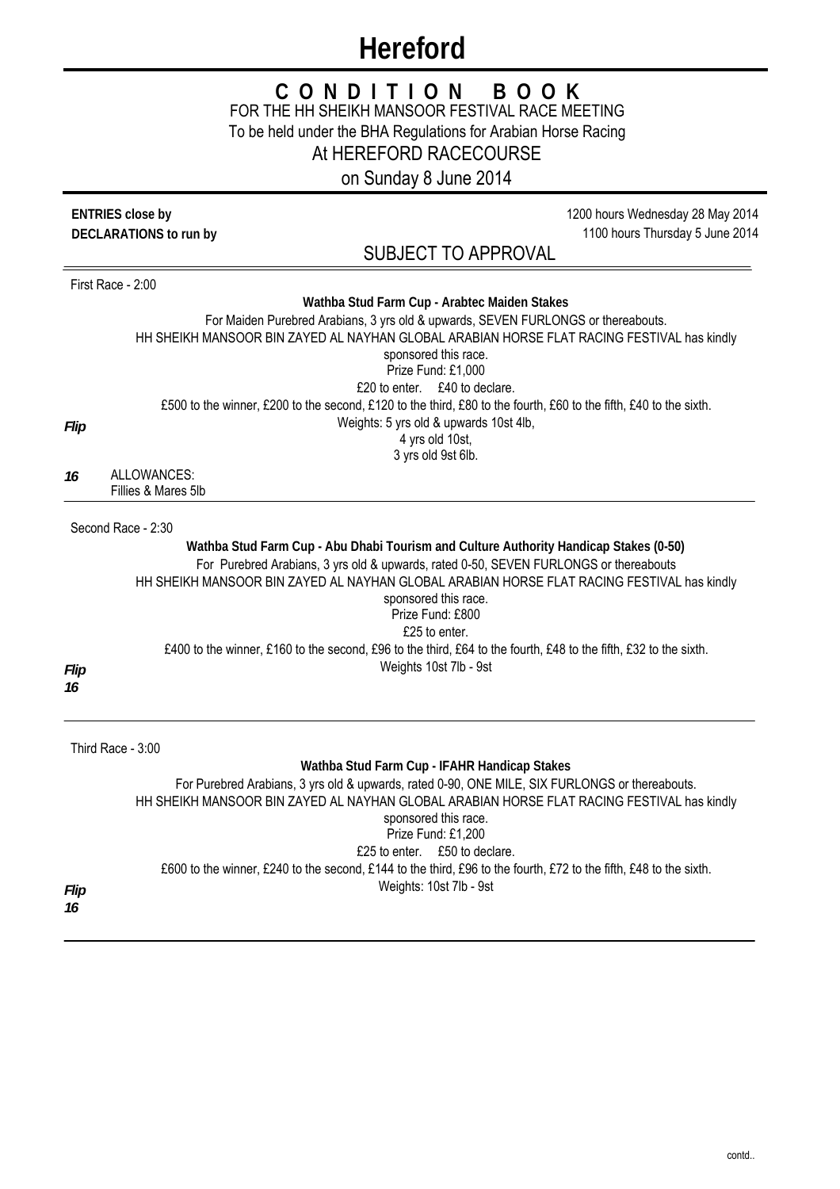# Hereford

## C O N D I T I O N   B O O K

FOR THE HH SHEIKH MANSOOR FESTIVAL RACE MEETING

To be held under the BHA Regulations for Arabian Horse Racing

At HEREFORD RACECOURSE

on Sunday 8 June 2014

**ENTRIES close by** 1200 hours Wednesday 28 May 2014

**DECLARATIONS to run by** 1100 hours Thursday 5 June 2014

SUBJECT TO APPROVAL

---

First Race - 2:00

**Wathba Stud Farm Cup - Arabtec Maiden Stakes**

For Maiden Purebred Arabians, 3 yrs old & upwards, SEVEN FURLONGS or thereabouts.

HH SHEIKH MANSOOR BIN ZAYED AL NAYHAN GLOBAL ARABIAN HORSE FLAT RACING FESTIVAL has kindly sponsored this race.

Prize Fund: £1,000

£20 to enter. £40 to declare.

£500 to the winner, £200 to the second, £120 to the third, £80 to the fourth, £60 to the fifth, £40 to the sixth.

***Flip***

Weights: 5 yrs old & upwards 10st 4lb,
4 yrs old 10st,
3 yrs old 9st 6lb.

***16***

ALLOWANCES:
Fillies & Mares 5lb

---

Second Race - 2:30

**Wathba Stud Farm Cup - Abu Dhabi Tourism and Culture Authority Handicap Stakes (0-50)**

For Purebred Arabians, 3 yrs old & upwards, rated 0-50, SEVEN FURLONGS or thereabouts

HH SHEIKH MANSOOR BIN ZAYED AL NAYHAN GLOBAL ARABIAN HORSE FLAT RACING FESTIVAL has kindly sponsored this race.

Prize Fund: £800

£25 to enter.

£400 to the winner, £160 to the second, £96 to the third, £64 to the fourth, £48 to the fifth, £32 to the sixth.

***Flip***

Weights 10st 7lb - 9st

***16***

---

Third Race - 3:00

**Wathba Stud Farm Cup - IFAHR Handicap Stakes**

For Purebred Arabians, 3 yrs old & upwards, rated 0-90, ONE MILE, SIX FURLONGS or thereabouts.

HH SHEIKH MANSOOR BIN ZAYED AL NAYHAN GLOBAL ARABIAN HORSE FLAT RACING FESTIVAL has kindly sponsored this race.

Prize Fund: £1,200

£25 to enter. £50 to declare.

£600 to the winner, £240 to the second, £144 to the third, £96 to the fourth, £72 to the fifth, £48 to the sixth.

***Flip***

Weights: 10st 7lb - 9st

***16***

---

contd..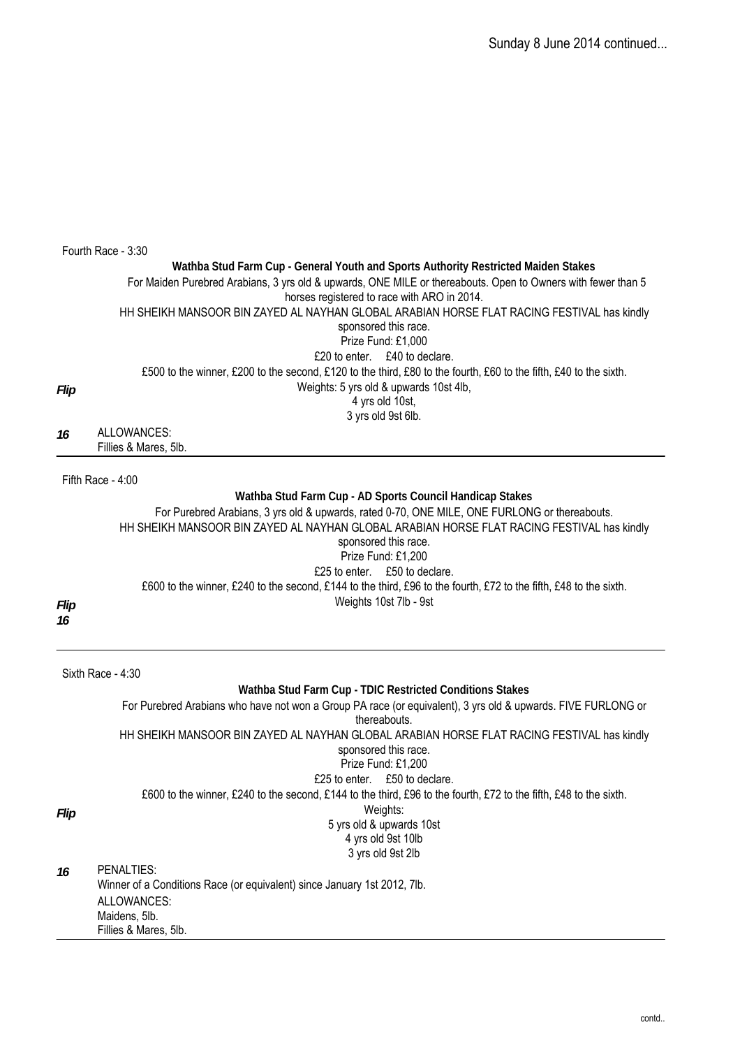Fourth Race - 3:30

**Wathba Stud Farm Cup - General Youth and Sports Authority Restricted Maiden Stakes**

For Maiden Purebred Arabians, 3 yrs old & upwards, ONE MILE or thereabouts. Open to Owners with fewer than 5 horses registered to race with ARO in 2014.

HH SHEIKH MANSOOR BIN ZAYED AL NAYHAN GLOBAL ARABIAN HORSE FLAT RACING FESTIVAL has kindly sponsored this race.

Prize Fund: £1,000

£20 to enter. £40 to declare.

£500 to the winner, £200 to the second, £120 to the third, £80 to the fourth, £60 to the fifth, £40 to the sixth.

***Flip***

Weights: 5 yrs old & upwards 10st 4lb,
4 yrs old 10st,
3 yrs old 9st 6lb.

***16***

ALLOWANCES:
Fillies & Mares, 5lb.

---

Fifth Race - 4:00

**Wathba Stud Farm Cup - AD Sports Council Handicap Stakes**

For Purebred Arabians, 3 yrs old & upwards, rated 0-70, ONE MILE, ONE FURLONG or thereabouts.

HH SHEIKH MANSOOR BIN ZAYED AL NAYHAN GLOBAL ARABIAN HORSE FLAT RACING FESTIVAL has kindly sponsored this race.

Prize Fund: £1,200

£25 to enter. £50 to declare.

£600 to the winner, £240 to the second, £144 to the third, £96 to the fourth, £72 to the fifth, £48 to the sixth.

***Flip***

Weights 10st 7lb - 9st

***16***

---

Sixth Race - 4:30

**Wathba Stud Farm Cup - TDIC Restricted Conditions Stakes**

For Purebred Arabians who have not won a Group PA race (or equivalent), 3 yrs old & upwards. FIVE FURLONG or thereabouts.

HH SHEIKH MANSOOR BIN ZAYED AL NAYHAN GLOBAL ARABIAN HORSE FLAT RACING FESTIVAL has kindly sponsored this race.

Prize Fund: £1,200

£25 to enter. £50 to declare.

£600 to the winner, £240 to the second, £144 to the third, £96 to the fourth, £72 to the fifth, £48 to the sixth.

***Flip***

Weights:
5 yrs old & upwards 10st
4 yrs old 9st 10lb
3 yrs old 9st 2lb

***16***

PENALTIES:
Winner of a Conditions Race (or equivalent) since January 1st 2012, 7lb.

ALLOWANCES:
Maidens, 5lb.
Fillies & Mares, 5lb.

---

contd..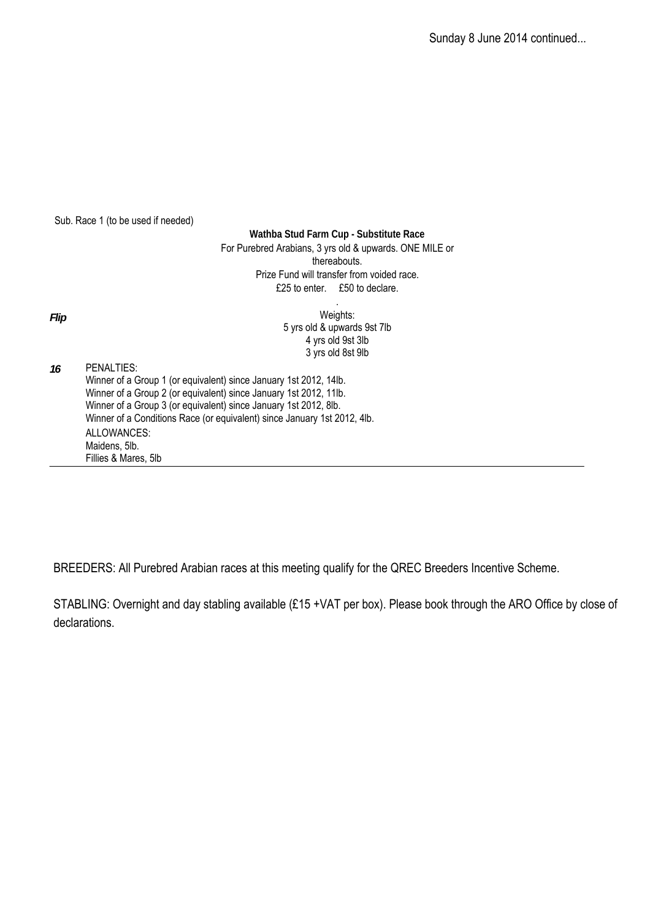Sunday 8 June 2014 continued...

Sub. Race 1 (to be used if needed)

**Wathba Stud Farm Cup - Substitute Race**

For Purebred Arabians, 3 yrs old & upwards. ONE MILE or thereabouts.
Prize Fund will transfer from voided race.
£25 to enter. £50 to declare.

.

***Flip***

Weights:
5 yrs old & upwards 9st 7lb
4 yrs old 9st 3lb
3 yrs old 8st 9lb

***16***

PENALTIES:
Winner of a Group 1 (or equivalent) since January 1st 2012, 14lb.
Winner of a Group 2 (or equivalent) since January 1st 2012, 11lb.
Winner of a Group 3 (or equivalent) since January 1st 2012, 8lb.
Winner of a Conditions Race (or equivalent) since January 1st 2012, 4lb.

ALLOWANCES:
Maidens, 5lb.
Fillies & Mares, 5lb

---

BREEDERS: All Purebred Arabian races at this meeting qualify for the QREC Breeders Incentive Scheme.

STABLING: Overnight and day stabling available (£15 +VAT per box). Please book through the ARO Office by close of declarations.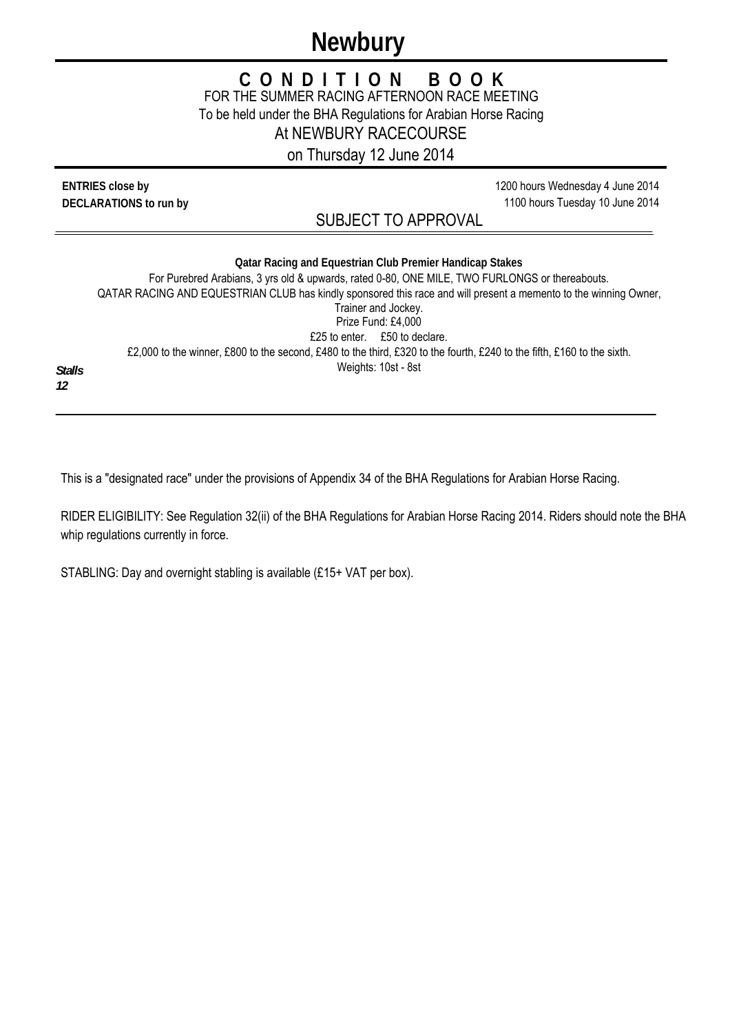# Newbury

## C O N D I T I O N   B O O K

FOR THE SUMMER RACING AFTERNOON RACE MEETING

To be held under the BHA Regulations for Arabian Horse Racing

At NEWBURY RACECOURSE

on Thursday 12 June 2014

**ENTRIES close by** 1200 hours Wednesday 4 June 2014

**DECLARATIONS to run by** 1100 hours Tuesday 10 June 2014

SUBJECT TO APPROVAL

---

**Qatar Racing and Equestrian Club Premier Handicap Stakes**

For Purebred Arabians, 3 yrs old & upwards, rated 0-80, ONE MILE, TWO FURLONGS or thereabouts.

QATAR RACING AND EQUESTRIAN CLUB has kindly sponsored this race and will present a memento to the winning Owner, Trainer and Jockey.

Prize Fund: £4,000

£25 to enter.   £50 to declare.

£2,000 to the winner, £800 to the second, £480 to the third, £320 to the fourth, £240 to the fifth, £160 to the sixth.

Weights: 10st - 8st

***Stalls 12***

---

This is a "designated race" under the provisions of Appendix 34 of the BHA Regulations for Arabian Horse Racing.

RIDER ELIGIBILITY: See Regulation 32(ii) of the BHA Regulations for Arabian Horse Racing 2014. Riders should note the BHA whip regulations currently in force.

STABLING: Day and overnight stabling is available (£15+ VAT per box).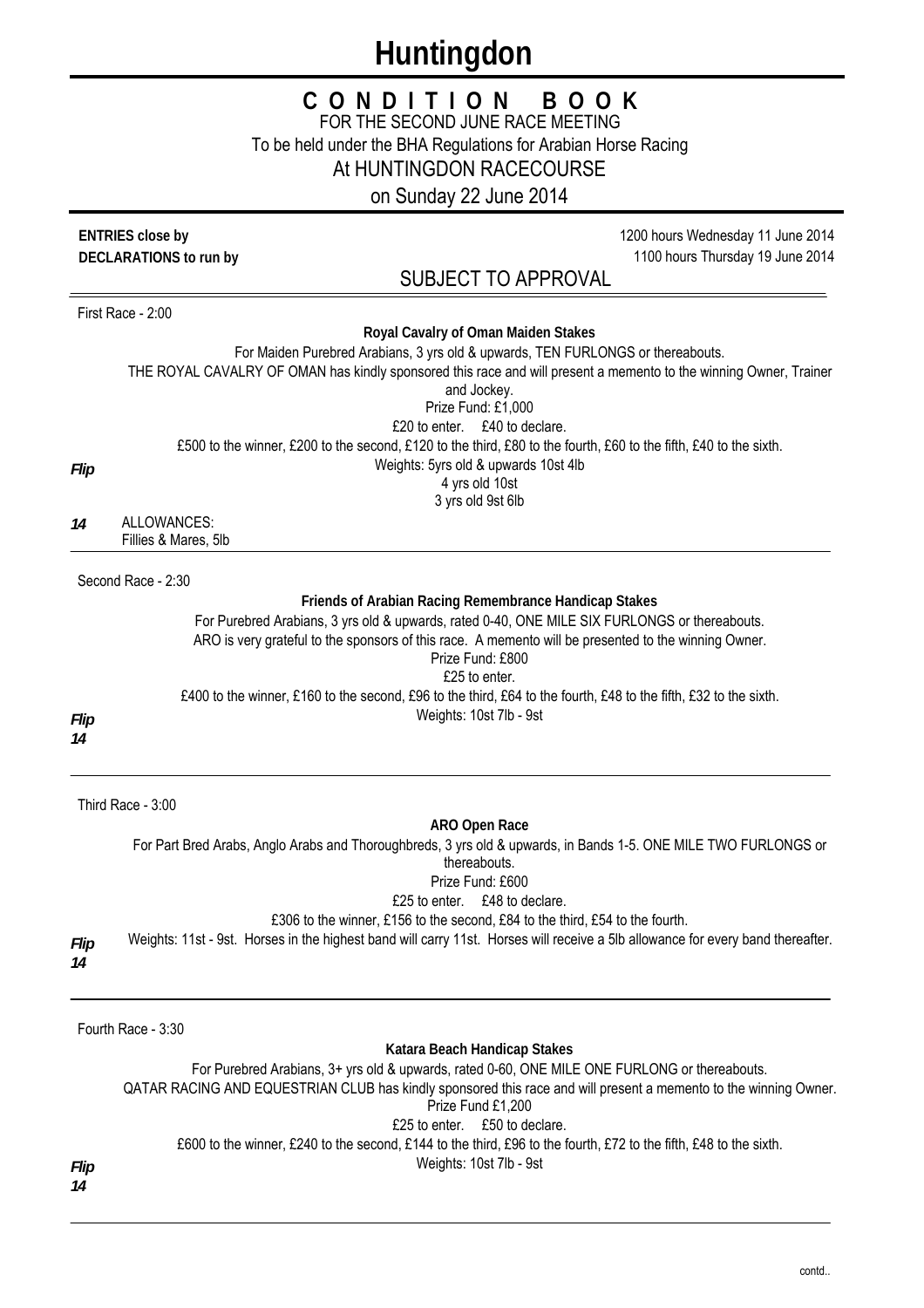# Huntingdon

## CONDITION BOOK

FOR THE SECOND JUNE RACE MEETING

To be held under the BHA Regulations for Arabian Horse Racing

At HUNTINGDON RACECOURSE

on Sunday 22 June 2014

**ENTRIES close by** 1200 hours Wednesday 11 June 2014

**DECLARATIONS to run by** 1100 hours Thursday 19 June 2014

SUBJECT TO APPROVAL

---

First Race - 2:00

**Royal Cavalry of Oman Maiden Stakes**

For Maiden Purebred Arabians, 3 yrs old & upwards, TEN FURLONGS or thereabouts.

THE ROYAL CAVALRY OF OMAN has kindly sponsored this race and will present a memento to the winning Owner, Trainer and Jockey.

Prize Fund: £1,000

£20 to enter. £40 to declare.

£500 to the winner, £200 to the second, £120 to the third, £80 to the fourth, £60 to the fifth, £40 to the sixth.

***Flip 14***

Weights: 5yrs old & upwards 10st 4lb
4 yrs old 10st
3 yrs old 9st 6lb

ALLOWANCES:
Fillies & Mares, 5lb

---

Second Race - 2:30

**Friends of Arabian Racing Remembrance Handicap Stakes**

For Purebred Arabians, 3 yrs old & upwards, rated 0-40, ONE MILE SIX FURLONGS or thereabouts.

ARO is very grateful to the sponsors of this race. A memento will be presented to the winning Owner.

Prize Fund: £800

£25 to enter.

£400 to the winner, £160 to the second, £96 to the third, £64 to the fourth, £48 to the fifth, £32 to the sixth.

***Flip 14***

Weights: 10st 7lb - 9st

---

Third Race - 3:00

**ARO Open Race**

For Part Bred Arabs, Anglo Arabs and Thoroughbreds, 3 yrs old & upwards, in Bands 1-5. ONE MILE TWO FURLONGS or thereabouts.

Prize Fund: £600

£25 to enter. £48 to declare.

£306 to the winner, £156 to the second, £84 to the third, £54 to the fourth.

***Flip 14***

Weights: 11st - 9st. Horses in the highest band will carry 11st. Horses will receive a 5lb allowance for every band thereafter.

---

Fourth Race - 3:30

**Katara Beach Handicap Stakes**

For Purebred Arabians, 3+ yrs old & upwards, rated 0-60, ONE MILE ONE FURLONG or thereabouts.

QATAR RACING AND EQUESTRIAN CLUB has kindly sponsored this race and will present a memento to the winning Owner.

Prize Fund £1,200

£25 to enter. £50 to declare.

£600 to the winner, £240 to the second, £144 to the third, £96 to the fourth, £72 to the fifth, £48 to the sixth.

***Flip 14***

Weights: 10st 7lb - 9st

---

contd..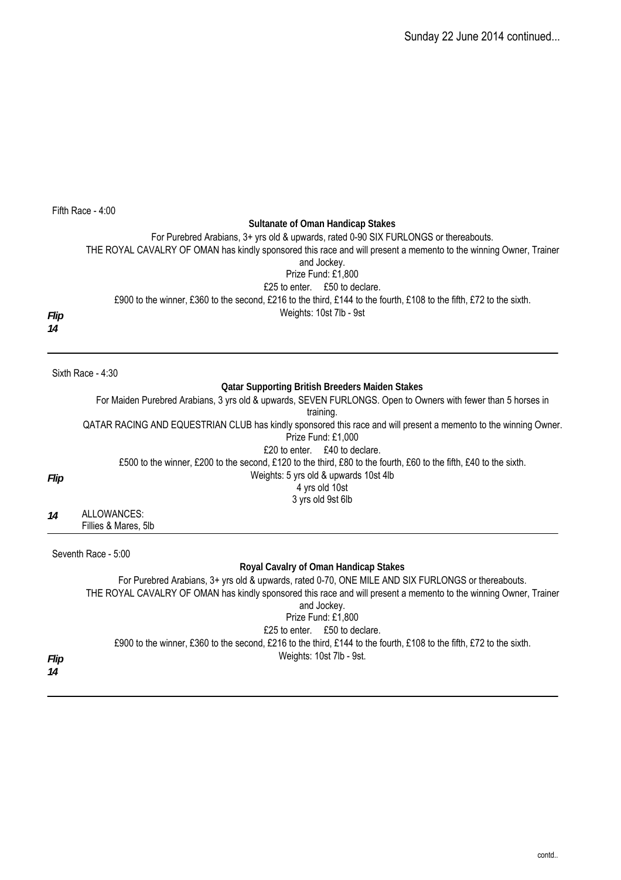Fifth Race - 4:00

**Sultanate of Oman Handicap Stakes**

For Purebred Arabians, 3+ yrs old & upwards, rated 0-90 SIX FURLONGS or thereabouts.

THE ROYAL CAVALRY OF OMAN has kindly sponsored this race and will present a memento to the winning Owner, Trainer and Jockey.

Prize Fund: £1,800

£25 to enter. £50 to declare.

£900 to the winner, £360 to the second, £216 to the third, £144 to the fourth, £108 to the fifth, £72 to the sixth.

Weights: 10st 7lb - 9st

***Flip 14***

---

Sixth Race - 4:30

**Qatar Supporting British Breeders Maiden Stakes**

For Maiden Purebred Arabians, 3 yrs old & upwards, SEVEN FURLONGS. Open to Owners with fewer than 5 horses in training.

QATAR RACING AND EQUESTRIAN CLUB has kindly sponsored this race and will present a memento to the winning Owner.

Prize Fund: £1,000

£20 to enter. £40 to declare.

£500 to the winner, £200 to the second, £120 to the third, £80 to the fourth, £60 to the fifth, £40 to the sixth.

Weights: 5 yrs old & upwards 10st 4lb
4 yrs old 10st
3 yrs old 9st 6lb

ALLOWANCES:
Fillies & Mares, 5lb

***Flip 14***

---

Seventh Race - 5:00

**Royal Cavalry of Oman Handicap Stakes**

For Purebred Arabians, 3+ yrs old & upwards, rated 0-70, ONE MILE AND SIX FURLONGS or thereabouts.

THE ROYAL CAVALRY OF OMAN has kindly sponsored this race and will present a memento to the winning Owner, Trainer and Jockey.

Prize Fund: £1,800

£25 to enter. £50 to declare.

£900 to the winner, £360 to the second, £216 to the third, £144 to the fourth, £108 to the fifth, £72 to the sixth.

Weights: 10st 7lb - 9st.

***Flip 14***

---

contd..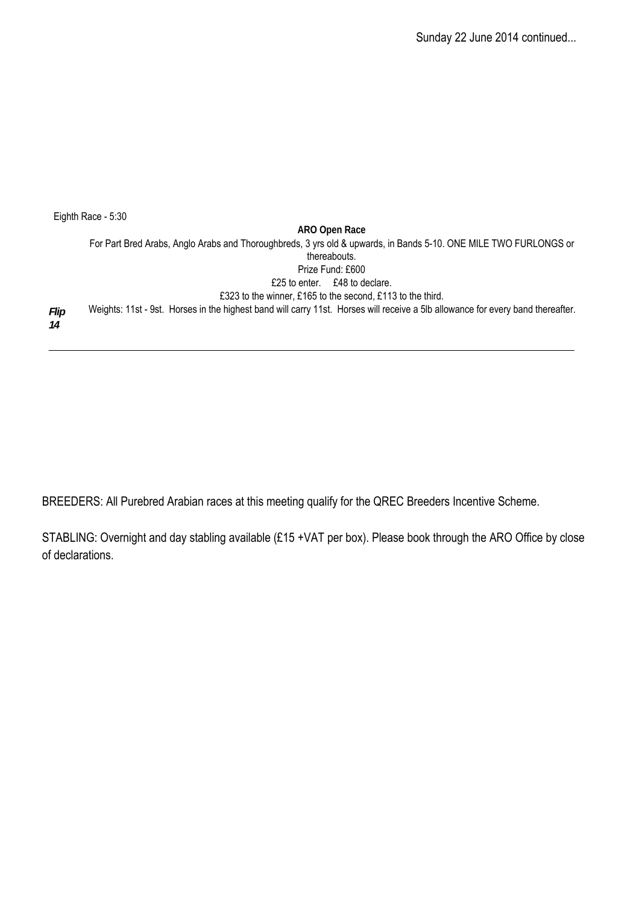Sunday 22 June 2014 continued...

Eighth Race - 5:30

**ARO Open Race**

For Part Bred Arabs, Anglo Arabs and Thoroughbreds, 3 yrs old & upwards, in Bands 5-10. ONE MILE TWO FURLONGS or thereabouts.

Prize Fund: £600

£25 to enter. £48 to declare.

£323 to the winner, £165 to the second, £113 to the third.

***Flip 14***

Weights: 11st - 9st. Horses in the highest band will carry 11st. Horses will receive a 5lb allowance for every band thereafter.

---

BREEDERS: All Purebred Arabian races at this meeting qualify for the QREC Breeders Incentive Scheme.

STABLING: Overnight and day stabling available (£15 +VAT per box). Please book through the ARO Office by close of declarations.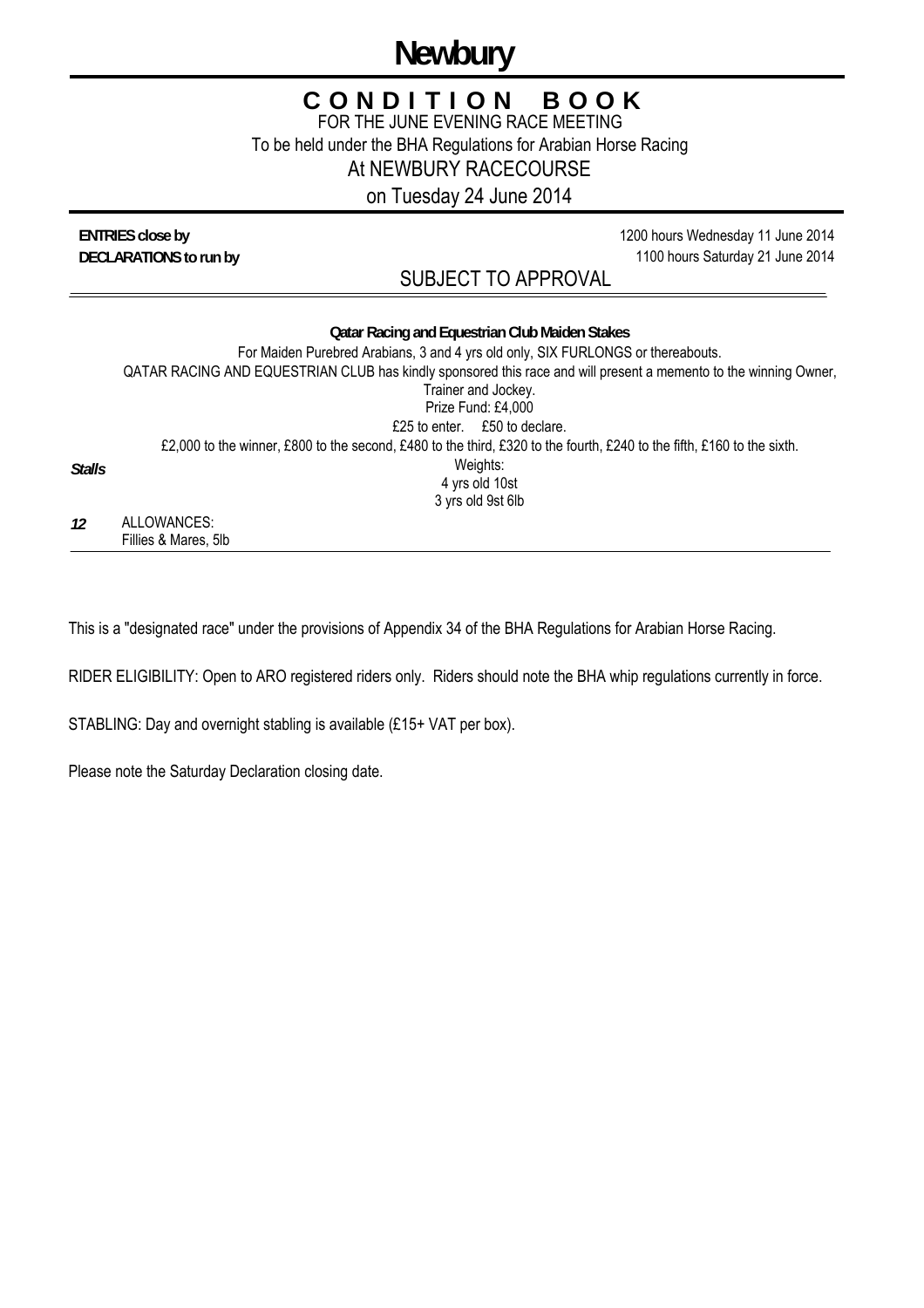# Newbury

## CONDITION BOOK

FOR THE JUNE EVENING RACE MEETING

To be held under the BHA Regulations for Arabian Horse Racing

At NEWBURY RACECOURSE

on Tuesday 24 June 2014

**ENTRIES close by** 1200 hours Wednesday 11 June 2014

**DECLARATIONS to run by** 1100 hours Saturday 21 June 2014

SUBJECT TO APPROVAL

---

**Qatar Racing and Equestrian Club Maiden Stakes**

For Maiden Purebred Arabians, 3 and 4 yrs old only, SIX FURLONGS or thereabouts.

QATAR RACING AND EQUESTRIAN CLUB has kindly sponsored this race and will present a memento to the winning Owner, Trainer and Jockey.

Prize Fund: £4,000

£25 to enter. £50 to declare.

£2,000 to the winner, £800 to the second, £480 to the third, £320 to the fourth, £240 to the fifth, £160 to the sixth.

***Stalls***

Weights:
4 yrs old 10st
3 yrs old 9st 6lb

***12*** ALLOWANCES:
Fillies & Mares, 5lb

---

This is a "designated race" under the provisions of Appendix 34 of the BHA Regulations for Arabian Horse Racing.

RIDER ELIGIBILITY: Open to ARO registered riders only. Riders should note the BHA whip regulations currently in force.

STABLING: Day and overnight stabling is available (£15+ VAT per box).

Please note the Saturday Declaration closing date.